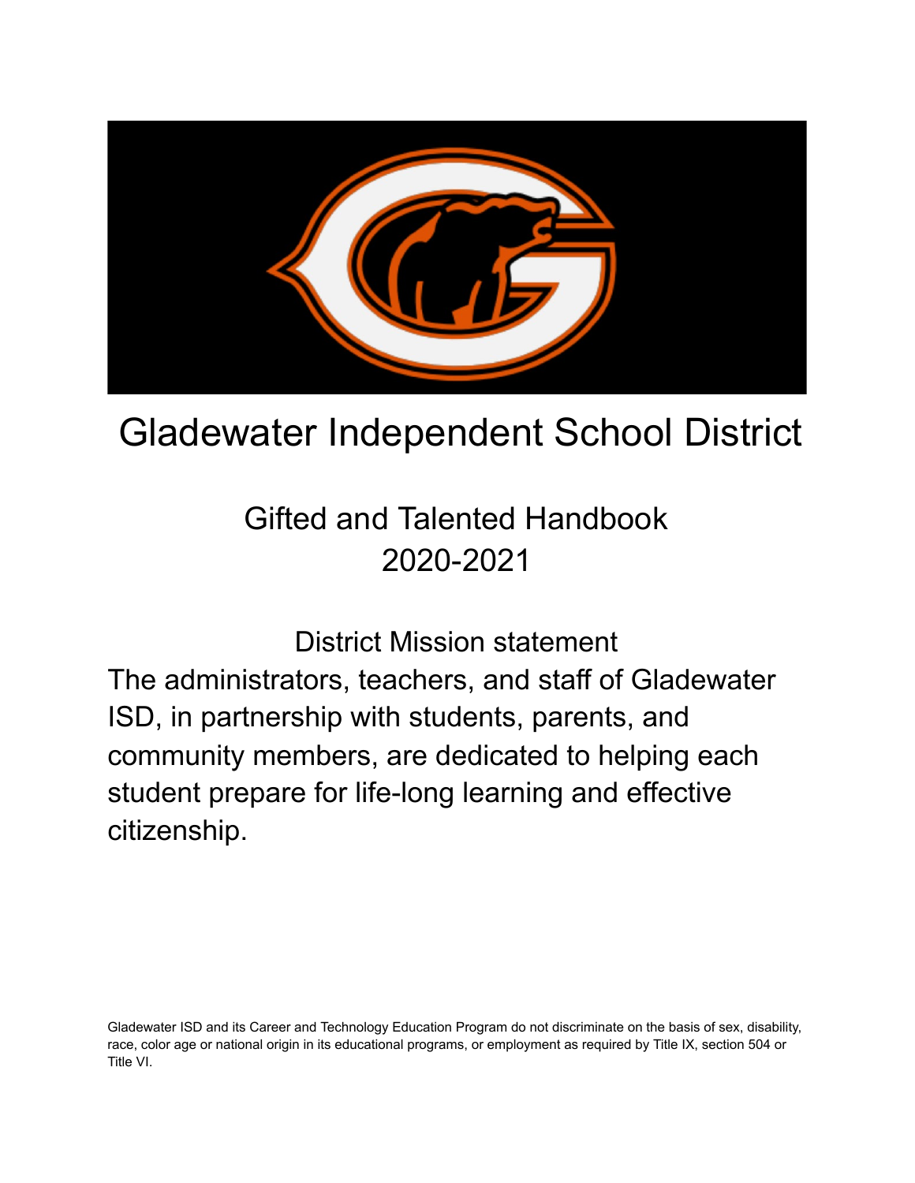# Gladewater Independent School District

## Gifted and Talented Handbook
## 2020-2021

District Mission statement

The administrators, teachers, and staff of Gladewater ISD, in partnership with students, parents, and community members, are dedicated to helping each student prepare for life-long learning and effective citizenship.

Gladewater ISD and its Career and Technology Education Program do not discriminate on the basis of sex, disability, race, color age or national origin in its educational programs, or employment as required by Title IX, section 504 or Title VI.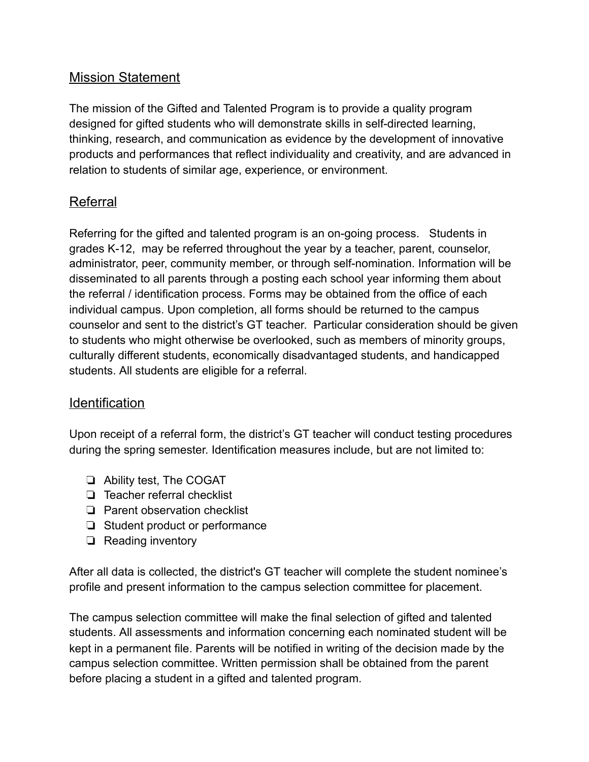## Mission Statement

The mission of the Gifted and Talented Program is to provide a quality program designed for gifted students who will demonstrate skills in self-directed learning, thinking, research, and communication as evidence by the development of innovative products and performances that reflect individuality and creativity, and are advanced in relation to students of similar age, experience, or environment.

## Referral

Referring for the gifted and talented program is an on-going process. Students in grades K-12, may be referred throughout the year by a teacher, parent, counselor, administrator, peer, community member, or through self-nomination. Information will be disseminated to all parents through a posting each school year informing them about the referral / identification process. Forms may be obtained from the office of each individual campus. Upon completion, all forms should be returned to the campus counselor and sent to the district's GT teacher. Particular consideration should be given to students who might otherwise be overlooked, such as members of minority groups, culturally different students, economically disadvantaged students, and handicapped students. All students are eligible for a referral.

## Identification

Upon receipt of a referral form, the district's GT teacher will conduct testing procedures during the spring semester. Identification measures include, but are not limited to:

- ❏ Ability test, The COGAT
- ❏ Teacher referral checklist
- ❏ Parent observation checklist
- ❏ Student product or performance
- ❏ Reading inventory

After all data is collected, the district's GT teacher will complete the student nominee's profile and present information to the campus selection committee for placement.

The campus selection committee will make the final selection of gifted and talented students. All assessments and information concerning each nominated student will be kept in a permanent file. Parents will be notified in writing of the decision made by the campus selection committee. Written permission shall be obtained from the parent before placing a student in a gifted and talented program.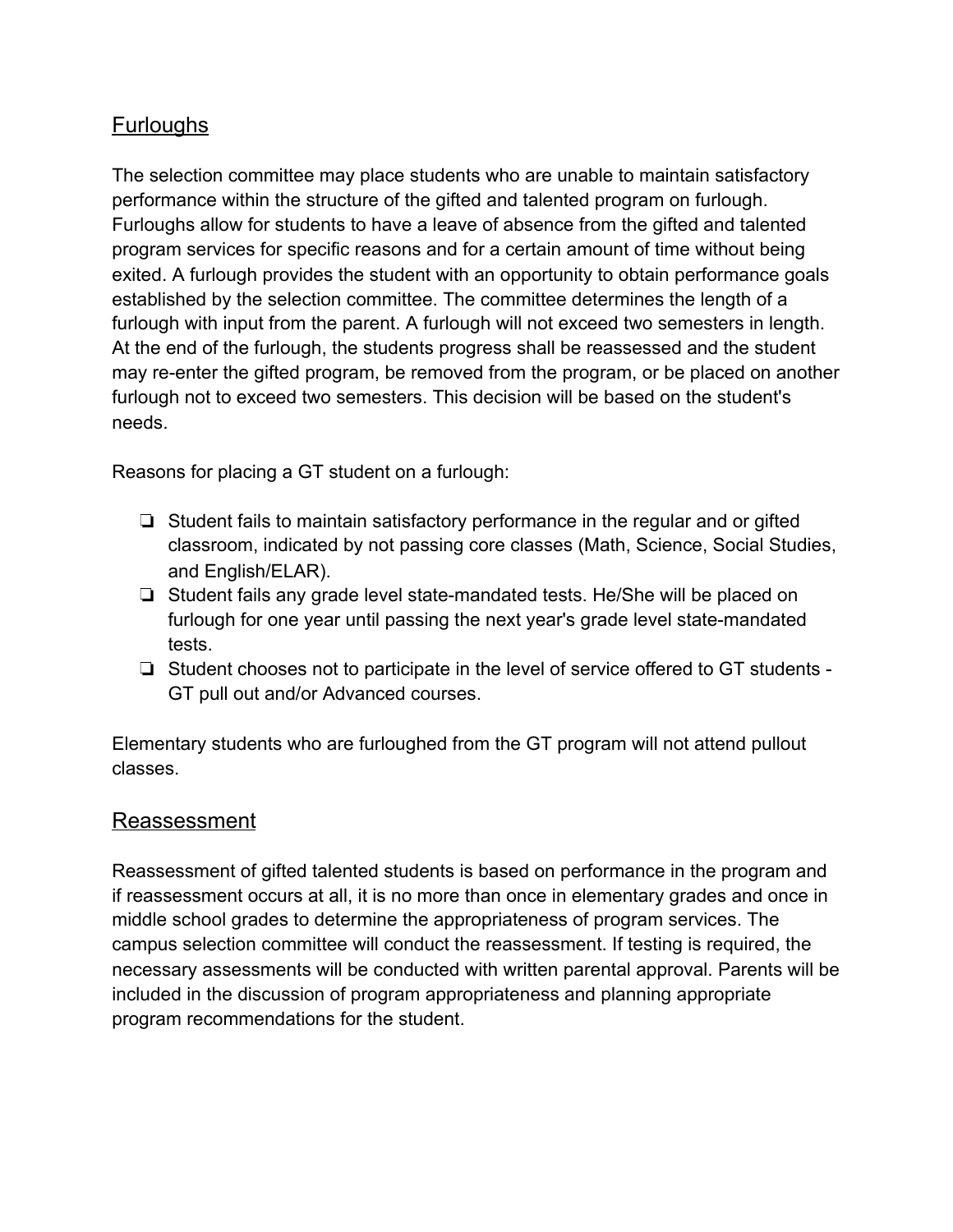## Furloughs

The selection committee may place students who are unable to maintain satisfactory performance within the structure of the gifted and talented program on furlough. Furloughs allow for students to have a leave of absence from the gifted and talented program services for specific reasons and for a certain amount of time without being exited. A furlough provides the student with an opportunity to obtain performance goals established by the selection committee. The committee determines the length of a furlough with input from the parent. A furlough will not exceed two semesters in length. At the end of the furlough, the students progress shall be reassessed and the student may re-enter the gifted program, be removed from the program, or be placed on another furlough not to exceed two semesters. This decision will be based on the student's needs.

Reasons for placing a GT student on a furlough:

- Student fails to maintain satisfactory performance in the regular and or gifted classroom, indicated by not passing core classes (Math, Science, Social Studies, and English/ELAR).
- Student fails any grade level state-mandated tests. He/She will be placed on furlough for one year until passing the next year's grade level state-mandated tests.
- Student chooses not to participate in the level of service offered to GT students - GT pull out and/or Advanced courses.

Elementary students who are furloughed from the GT program will not attend pullout classes.

## Reassessment

Reassessment of gifted talented students is based on performance in the program and if reassessment occurs at all, it is no more than once in elementary grades and once in middle school grades to determine the appropriateness of program services. The campus selection committee will conduct the reassessment. If testing is required, the necessary assessments will be conducted with written parental approval. Parents will be included in the discussion of program appropriateness and planning appropriate program recommendations for the student.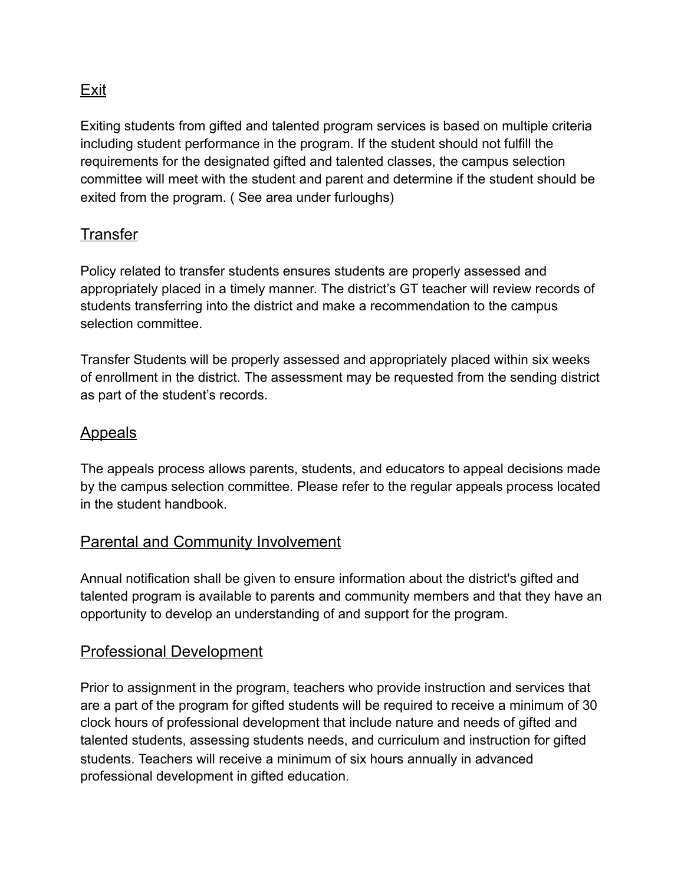## Exit

Exiting students from gifted and talented program services is based on multiple criteria including student performance in the program. If the student should not fulfill the requirements for the designated gifted and talented classes, the campus selection committee will meet with the student and parent and determine if the student should be exited from the program. ( See area under furloughs)

## Transfer

Policy related to transfer students ensures students are properly assessed and appropriately placed in a timely manner. The district's GT teacher will review records of students transferring into the district and make a recommendation to the campus selection committee.

Transfer Students will be properly assessed and appropriately placed within six weeks of enrollment in the district. The assessment may be requested from the sending district as part of the student's records.

## Appeals

The appeals process allows parents, students, and educators to appeal decisions made by the campus selection committee. Please refer to the regular appeals process located in the student handbook.

## Parental and Community Involvement

Annual notification shall be given to ensure information about the district's gifted and talented program is available to parents and community members and that they have an opportunity to develop an understanding of and support for the program.

## Professional Development

Prior to assignment in the program, teachers who provide instruction and services that are a part of the program for gifted students will be required to receive a minimum of 30 clock hours of professional development that include nature and needs of gifted and talented students, assessing students needs, and curriculum and instruction for gifted students. Teachers will receive a minimum of six hours annually in advanced professional development in gifted education.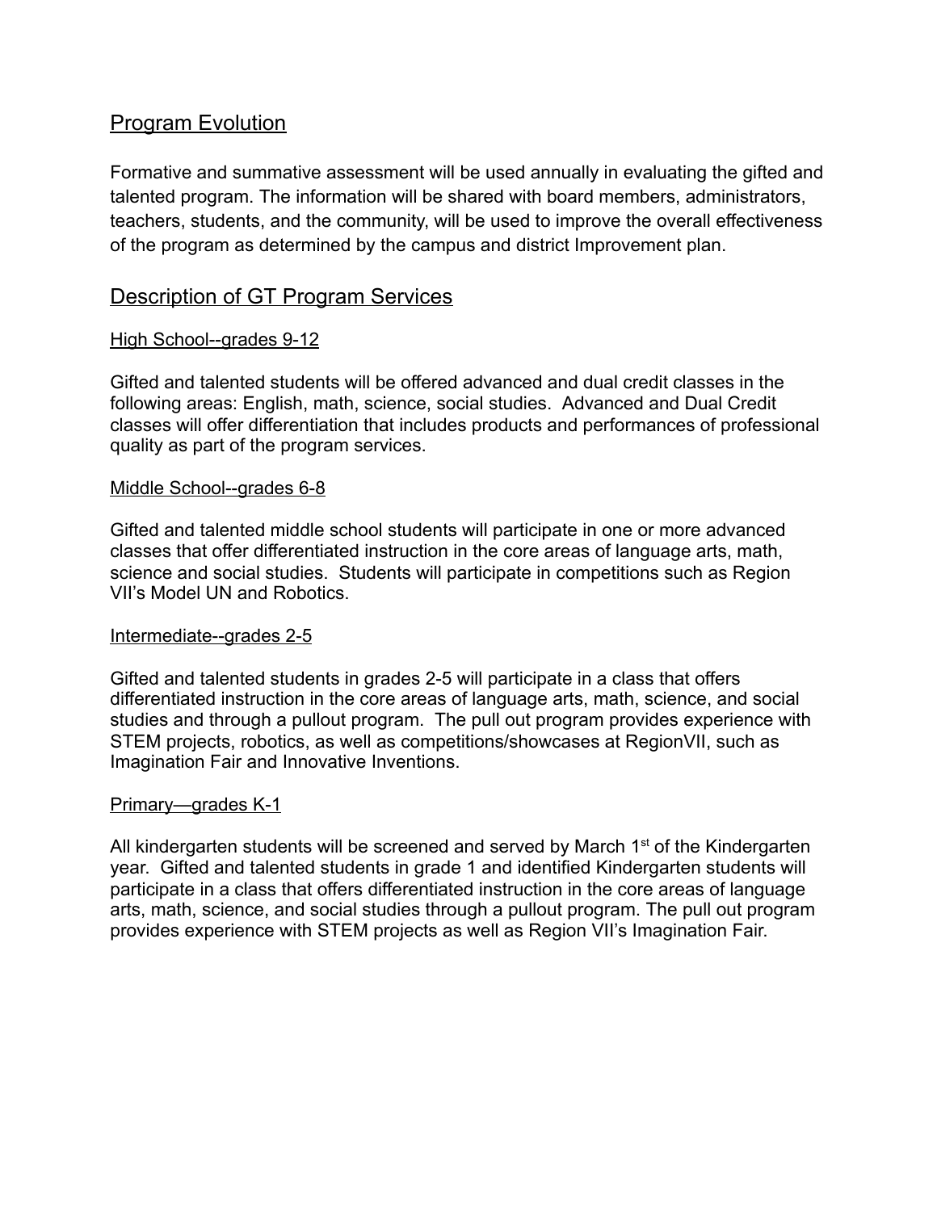## Program Evolution

Formative and summative assessment will be used annually in evaluating the gifted and talented program. The information will be shared with board members, administrators, teachers, students, and the community, will be used to improve the overall effectiveness of the program as determined by the campus and district Improvement plan.

## Description of GT Program Services

### High School--grades 9-12

Gifted and talented students will be offered advanced and dual credit classes in the following areas: English, math, science, social studies. Advanced and Dual Credit classes will offer differentiation that includes products and performances of professional quality as part of the program services.

### Middle School--grades 6-8

Gifted and talented middle school students will participate in one or more advanced classes that offer differentiated instruction in the core areas of language arts, math, science and social studies. Students will participate in competitions such as Region VII's Model UN and Robotics.

### Intermediate--grades 2-5

Gifted and talented students in grades 2-5 will participate in a class that offers differentiated instruction in the core areas of language arts, math, science, and social studies and through a pullout program. The pull out program provides experience with STEM projects, robotics, as well as competitions/showcases at RegionVII, such as Imagination Fair and Innovative Inventions.

### Primary—grades K-1

All kindergarten students will be screened and served by March 1st of the Kindergarten year. Gifted and talented students in grade 1 and identified Kindergarten students will participate in a class that offers differentiated instruction in the core areas of language arts, math, science, and social studies through a pullout program. The pull out program provides experience with STEM projects as well as Region VII's Imagination Fair.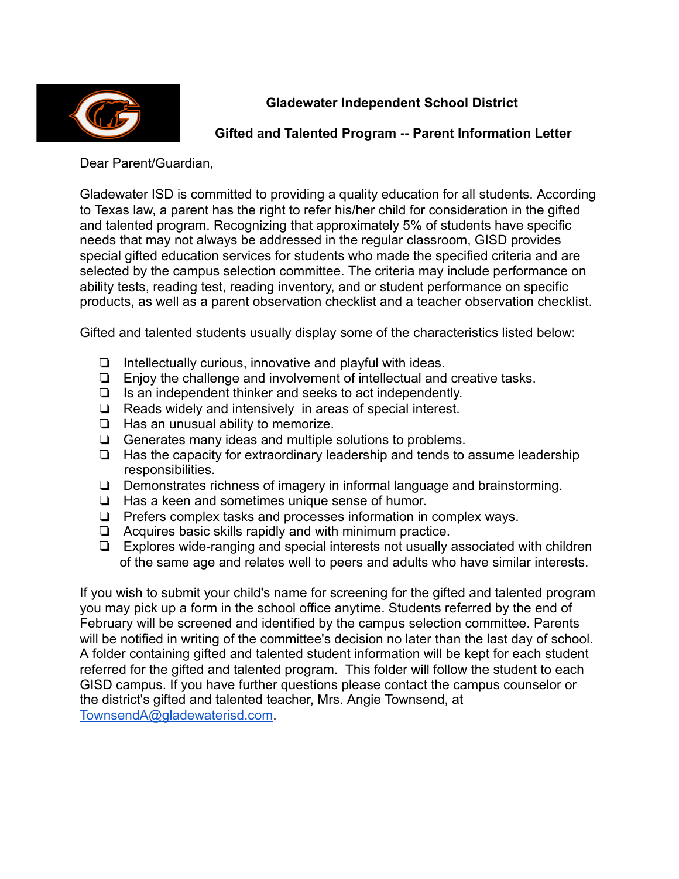**Gladewater Independent School District**

**Gifted and Talented Program -- Parent Information Letter**

Dear Parent/Guardian,

Gladewater ISD is committed to providing a quality education for all students. According to Texas law, a parent has the right to refer his/her child for consideration in the gifted and talented program. Recognizing that approximately 5% of students have specific needs that may not always be addressed in the regular classroom, GISD provides special gifted education services for students who made the specified criteria and are selected by the campus selection committee. The criteria may include performance on ability tests, reading test, reading inventory, and or student performance on specific products, as well as a parent observation checklist and a teacher observation checklist.

Gifted and talented students usually display some of the characteristics listed below:

- ❏ Intellectually curious, innovative and playful with ideas.
- ❏ Enjoy the challenge and involvement of intellectual and creative tasks.
- ❏ Is an independent thinker and seeks to act independently.
- ❏ Reads widely and intensively in areas of special interest.
- ❏ Has an unusual ability to memorize.
- ❏ Generates many ideas and multiple solutions to problems.
- ❏ Has the capacity for extraordinary leadership and tends to assume leadership responsibilities.
- ❏ Demonstrates richness of imagery in informal language and brainstorming.
- ❏ Has a keen and sometimes unique sense of humor.
- ❏ Prefers complex tasks and processes information in complex ways.
- ❏ Acquires basic skills rapidly and with minimum practice.
- ❏ Explores wide-ranging and special interests not usually associated with children of the same age and relates well to peers and adults who have similar interests.

If you wish to submit your child's name for screening for the gifted and talented program you may pick up a form in the school office anytime. Students referred by the end of February will be screened and identified by the campus selection committee. Parents will be notified in writing of the committee's decision no later than the last day of school. A folder containing gifted and talented student information will be kept for each student referred for the gifted and talented program. This folder will follow the student to each GISD campus. If you have further questions please contact the campus counselor or the district's gifted and talented teacher, Mrs. Angie Townsend, at [TownsendA@gladewaterisd.com](mailto:TownsendA@gladewaterisd.com).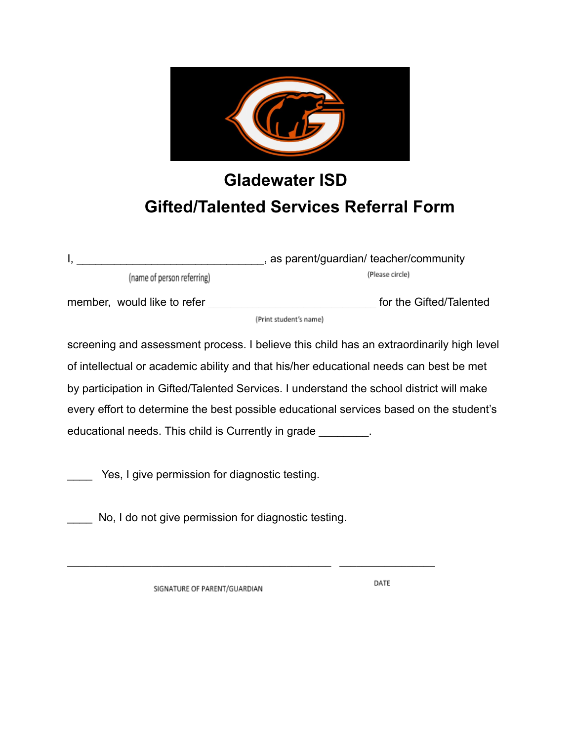# Gladewater ISD

## Gifted/Talented Services Referral Form

I, ______________________________, as parent/guardian/ teacher/community
(name of person referring) (Please circle)

member, would like to refer ___________________________ for the Gifted/Talented
(Print student's name)

screening and assessment process. I believe this child has an extraordinarily high level of intellectual or academic ability and that his/her educational needs can best be met by participation in Gifted/Talented Services. I understand the school district will make every effort to determine the best possible educational services based on the student's educational needs. This child is Currently in grade ________.

____ Yes, I give permission for diagnostic testing.

____ No, I do not give permission for diagnostic testing.

___________________________________________ ________________

SIGNATURE OF PARENT/GUARDIAN DATE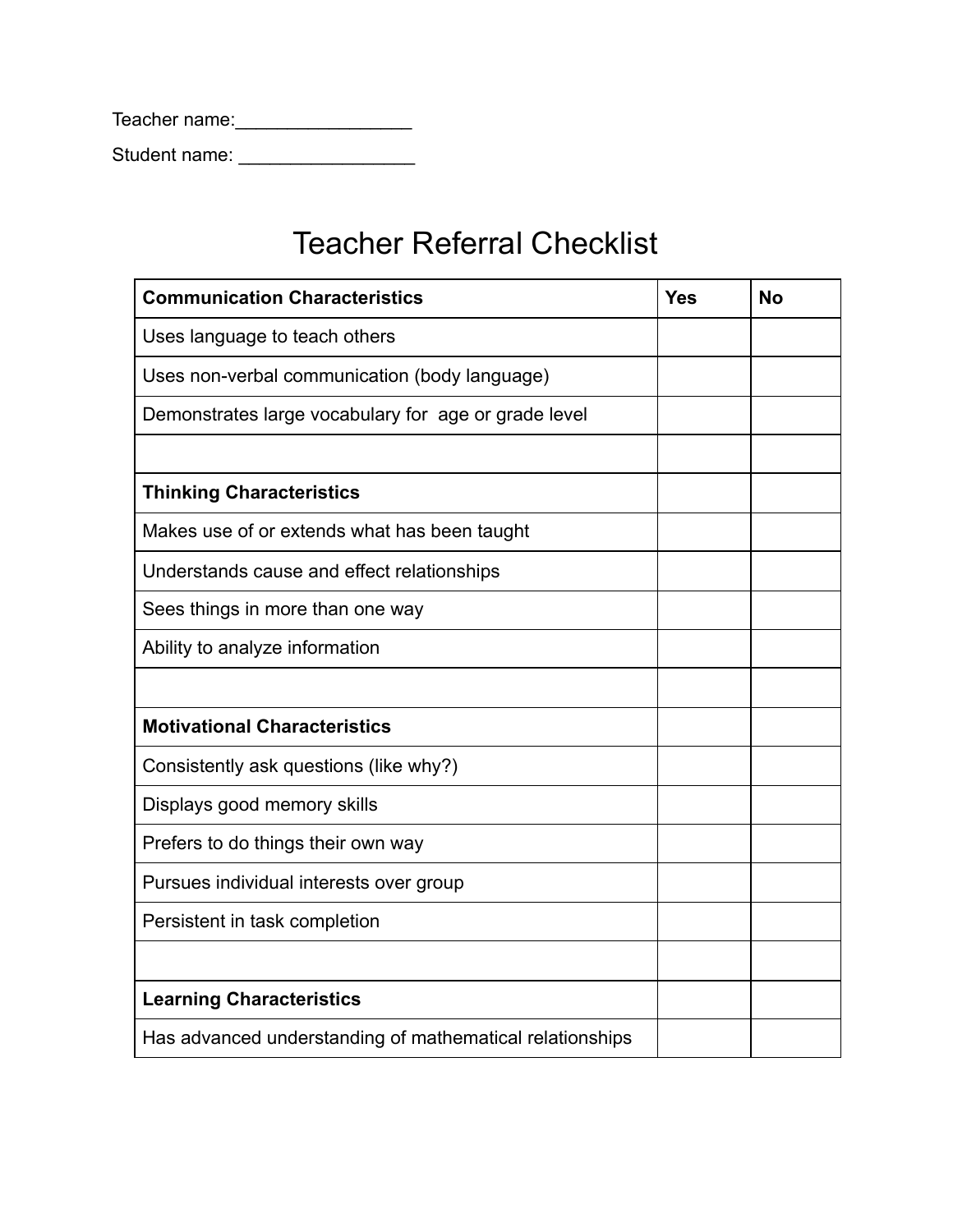Teacher name:_________________

Student name: _________________

# Teacher Referral Checklist

| **Communication Characteristics** | **Yes** | **No** |
|---|---|---|
| Uses language to teach others | | |
| Uses non-verbal communication (body language) | | |
| Demonstrates large vocabulary for age or grade level | | |
| | | |
| **Thinking Characteristics** | | |
| Makes use of or extends what has been taught | | |
| Understands cause and effect relationships | | |
| Sees things in more than one way | | |
| Ability to analyze information | | |
| | | |
| **Motivational Characteristics** | | |
| Consistently ask questions (like why?) | | |
| Displays good memory skills | | |
| Prefers to do things their own way | | |
| Pursues individual interests over group | | |
| Persistent in task completion | | |
| | | |
| **Learning Characteristics** | | |
| Has advanced understanding of mathematical relationships | | |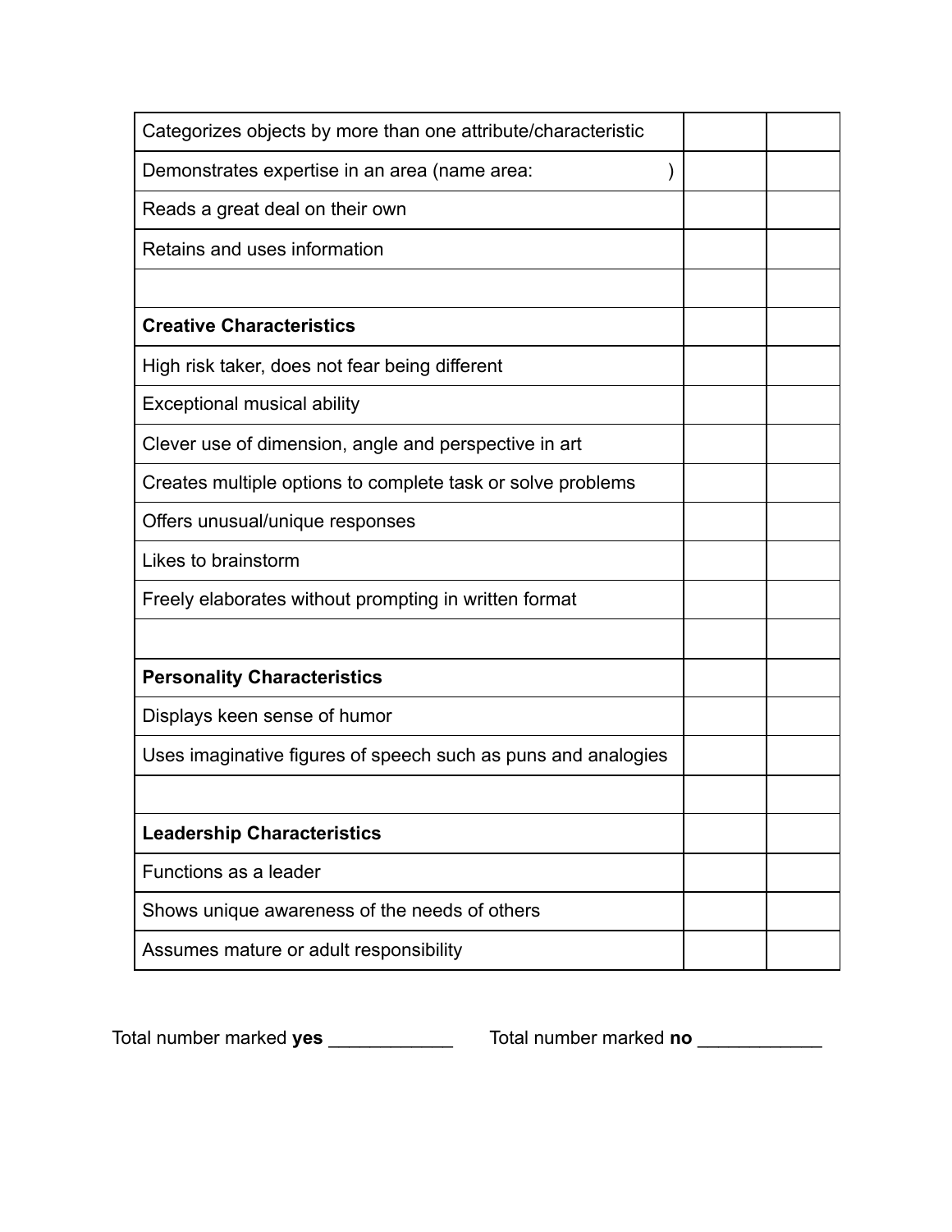| | | |
|---|---|---|
| Categorizes objects by more than one attribute/characteristic | | |
| Demonstrates expertise in an area (name area: ) | | |
| Reads a great deal on their own | | |
| Retains and uses information | | |
| | | |
| **Creative Characteristics** | | |
| High risk taker, does not fear being different | | |
| Exceptional musical ability | | |
| Clever use of dimension, angle and perspective in art | | |
| Creates multiple options to complete task or solve problems | | |
| Offers unusual/unique responses | | |
| Likes to brainstorm | | |
| Freely elaborates without prompting in written format | | |
| | | |
| **Personality Characteristics** | | |
| Displays keen sense of humor | | |
| Uses imaginative figures of speech such as puns and analogies | | |
| | | |
| **Leadership Characteristics** | | |
| Functions as a leader | | |
| Shows unique awareness of the needs of others | | |
| Assumes mature or adult responsibility | | |

Total number marked **yes** ____________ Total number marked **no** ____________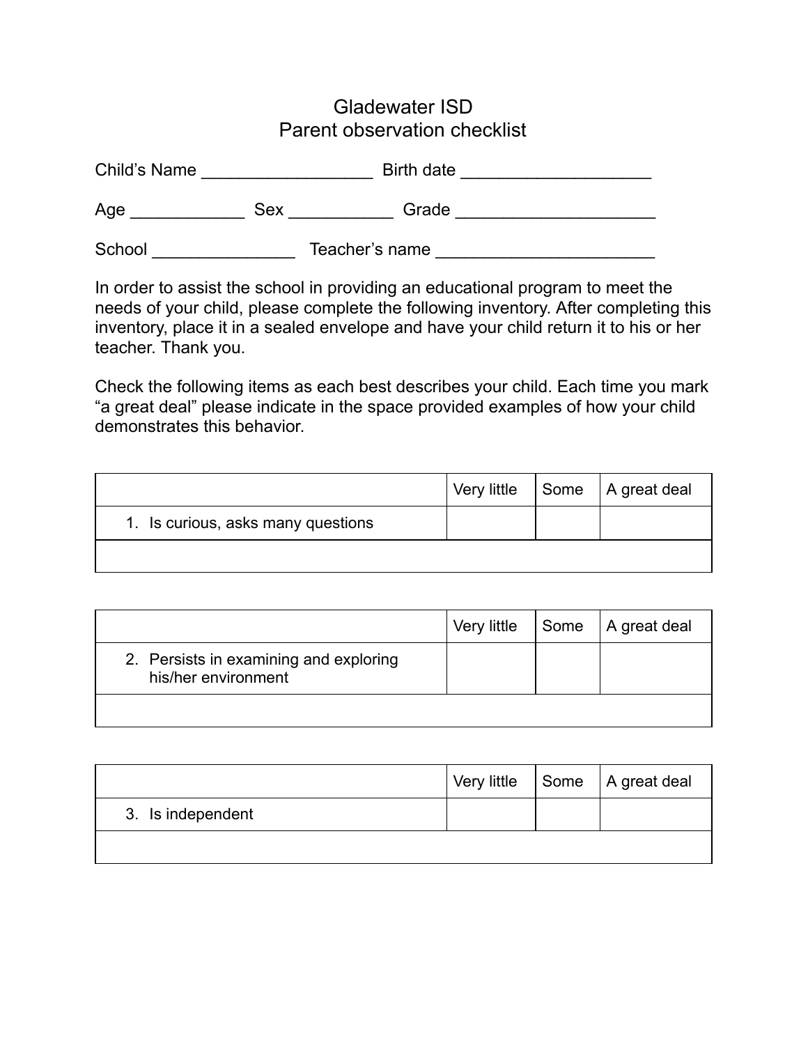# Gladewater ISD
## Parent observation checklist

Child's Name __________________ Birth date ____________________

Age ____________ Sex ___________ Grade _____________________

School _______________ Teacher's name _______________________

In order to assist the school in providing an educational program to meet the needs of your child, please complete the following inventory. After completing this inventory, place it in a sealed envelope and have your child return it to his or her teacher. Thank you.

Check the following items as each best describes your child. Each time you mark "a great deal" please indicate in the space provided examples of how your child demonstrates this behavior.

| | Very little | Some | A great deal |
|---|---|---|---|
| 1. Is curious, asks many questions | | | |
| | | | |

| | Very little | Some | A great deal |
|---|---|---|---|
| 2. Persists in examining and exploring his/her environment | | | |
| | | | |

| | Very little | Some | A great deal |
|---|---|---|---|
| 3. Is independent | | | |
| | | | |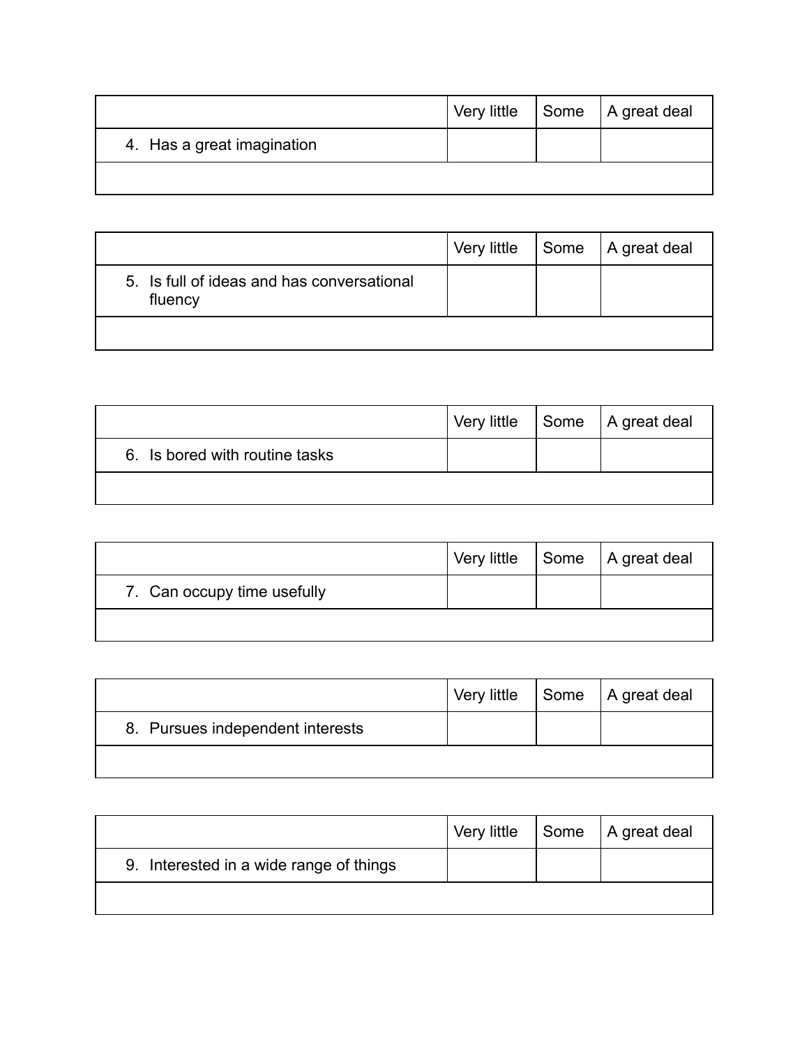| | Very little | Some | A great deal |
|---|---|---|---|
| 4. Has a great imagination | | | |
| | | | |

| | Very little | Some | A great deal |
|---|---|---|---|
| 5. Is full of ideas and has conversational fluency | | | |
| | | | |

| | Very little | Some | A great deal |
|---|---|---|---|
| 6. Is bored with routine tasks | | | |
| | | | |

| | Very little | Some | A great deal |
|---|---|---|---|
| 7. Can occupy time usefully | | | |
| | | | |

| | Very little | Some | A great deal |
|---|---|---|---|
| 8. Pursues independent interests | | | |
| | | | |

| | Very little | Some | A great deal |
|---|---|---|---|
| 9. Interested in a wide range of things | | | |
| | | | |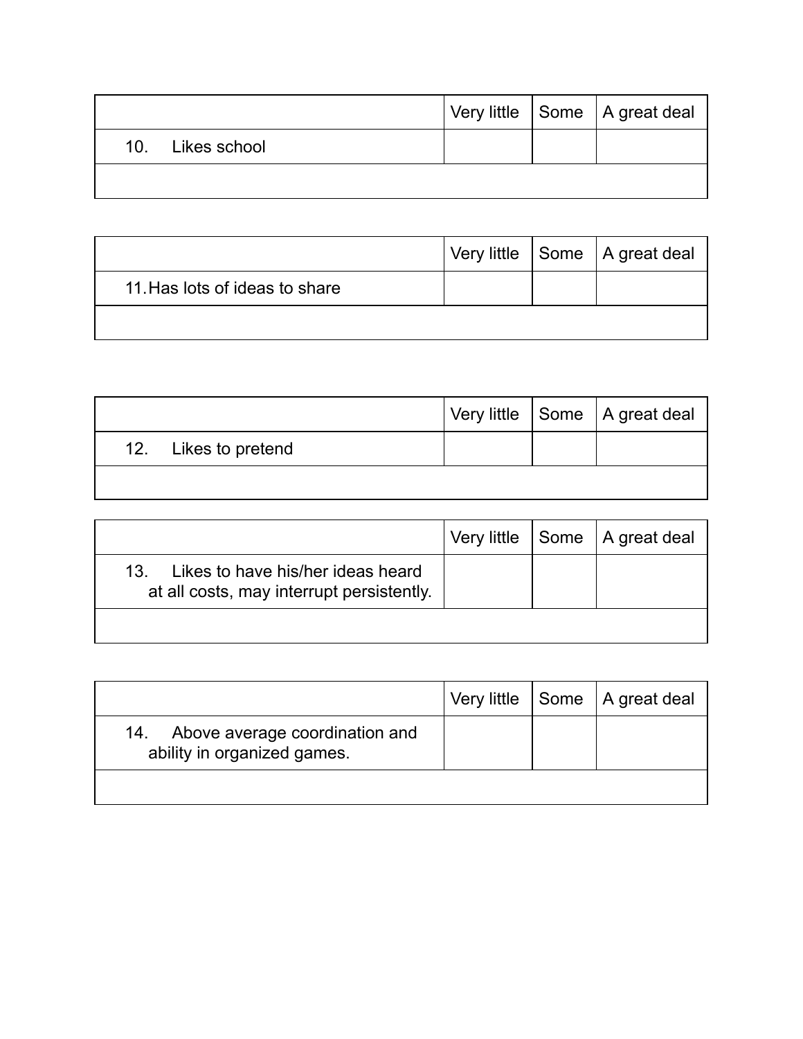| | Very little | Some | A great deal |
|---|---|---|---|
| 10. Likes school | | | |
| | | | |

| | Very little | Some | A great deal |
|---|---|---|---|
| 11. Has lots of ideas to share | | | |
| | | | |

| | Very little | Some | A great deal |
|---|---|---|---|
| 12. Likes to pretend | | | |
| | | | |

| | Very little | Some | A great deal |
|---|---|---|---|
| 13. Likes to have his/her ideas heard at all costs, may interrupt persistently. | | | |
| | | | |

| | Very little | Some | A great deal |
|---|---|---|---|
| 14. Above average coordination and ability in organized games. | | | |
| | | | |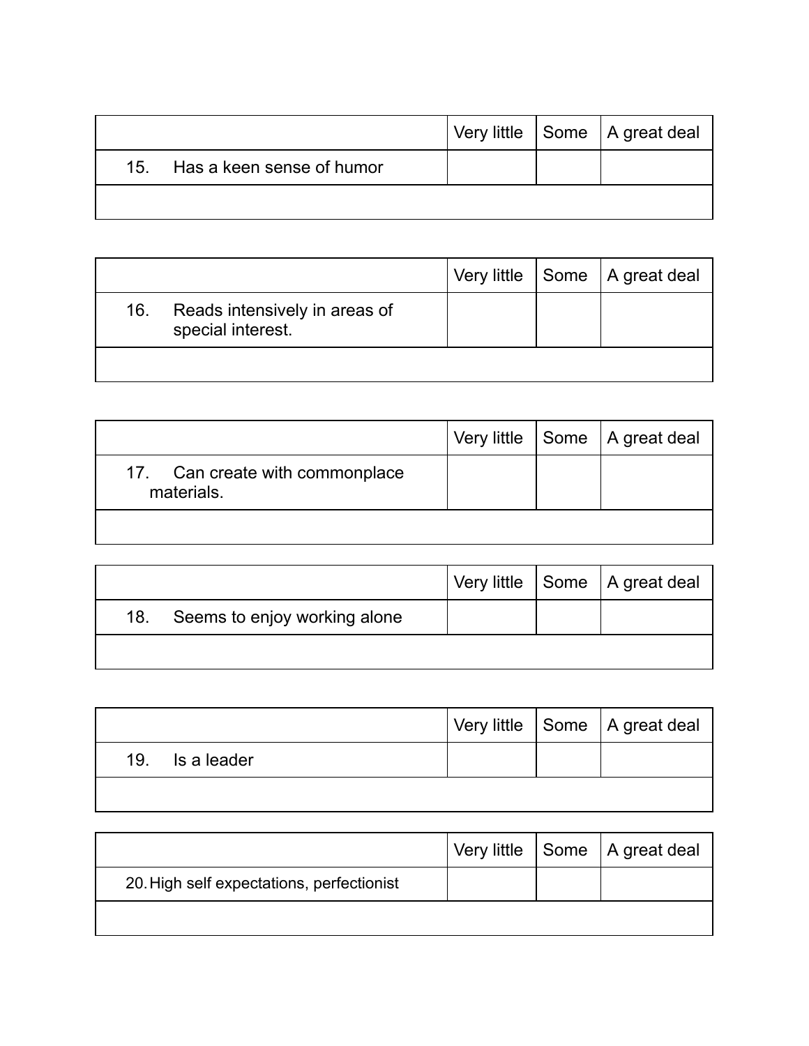| | Very little | Some | A great deal |
|---|---|---|---|
| 15. Has a keen sense of humor | | | |
| | | | |

| | Very little | Some | A great deal |
|---|---|---|---|
| 16. Reads intensively in areas of special interest. | | | |
| | | | |

| | Very little | Some | A great deal |
|---|---|---|---|
| 17. Can create with commonplace materials. | | | |
| | | | |

| | Very little | Some | A great deal |
|---|---|---|---|
| 18. Seems to enjoy working alone | | | |
| | | | |

| | Very little | Some | A great deal |
|---|---|---|---|
| 19. Is a leader | | | |
| | | | |

| | Very little | Some | A great deal |
|---|---|---|---|
| 20. High self expectations, perfectionist | | | |
| | | | |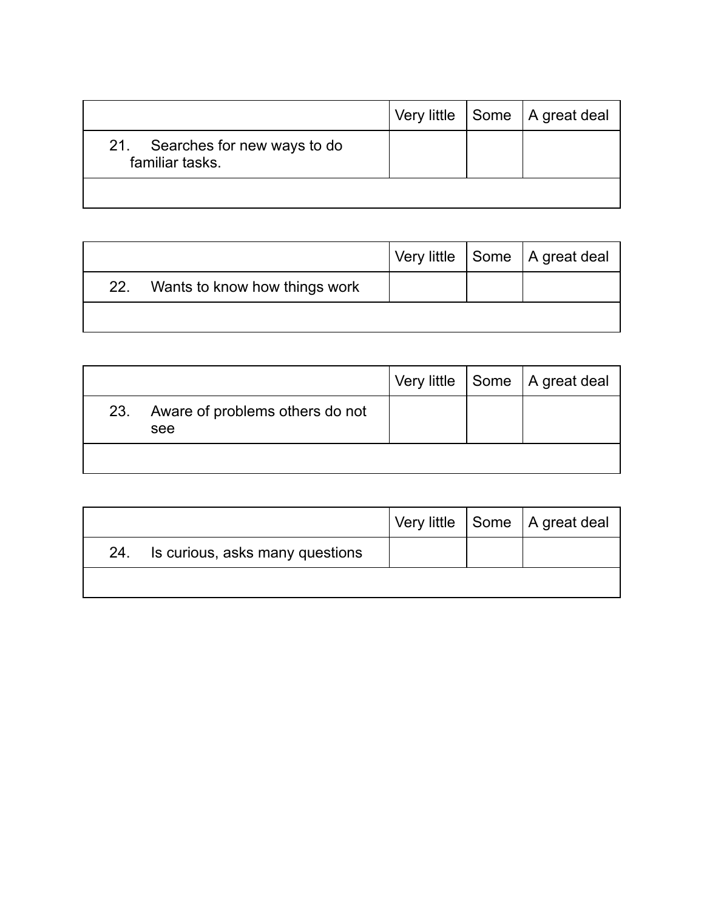| | Very little | Some | A great deal |
|---|---|---|---|
| 21. Searches for new ways to do familiar tasks. | | | |
| | | | |

| | Very little | Some | A great deal |
|---|---|---|---|
| 22. Wants to know how things work | | | |
| | | | |

| | Very little | Some | A great deal |
|---|---|---|---|
| 23. Aware of problems others do not see | | | |
| | | | |

| | Very little | Some | A great deal |
|---|---|---|---|
| 24. Is curious, asks many questions | | | |
| | | | |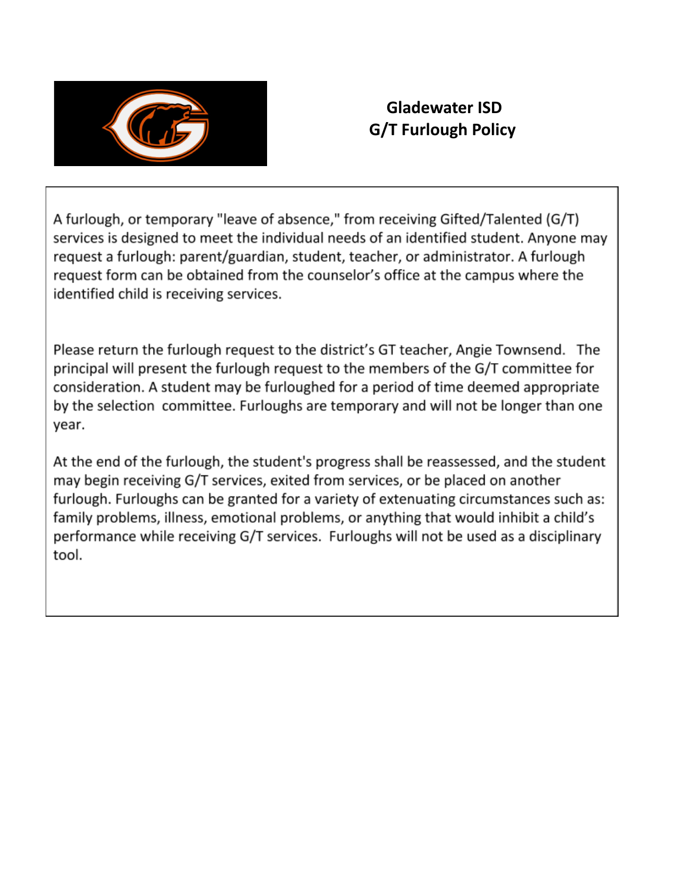# Gladewater ISD
## G/T Furlough Policy

A furlough, or temporary "leave of absence," from receiving Gifted/Talented (G/T) services is designed to meet the individual needs of an identified student. Anyone may request a furlough: parent/guardian, student, teacher, or administrator. A furlough request form can be obtained from the counselor's office at the campus where the identified child is receiving services.

Please return the furlough request to the district's GT teacher, Angie Townsend. The principal will present the furlough request to the members of the G/T committee for consideration. A student may be furloughed for a period of time deemed appropriate by the selection committee. Furloughs are temporary and will not be longer than one year.

At the end of the furlough, the student's progress shall be reassessed, and the student may begin receiving G/T services, exited from services, or be placed on another furlough. Furloughs can be granted for a variety of extenuating circumstances such as: family problems, illness, emotional problems, or anything that would inhibit a child's performance while receiving G/T services. Furloughs will not be used as a disciplinary tool.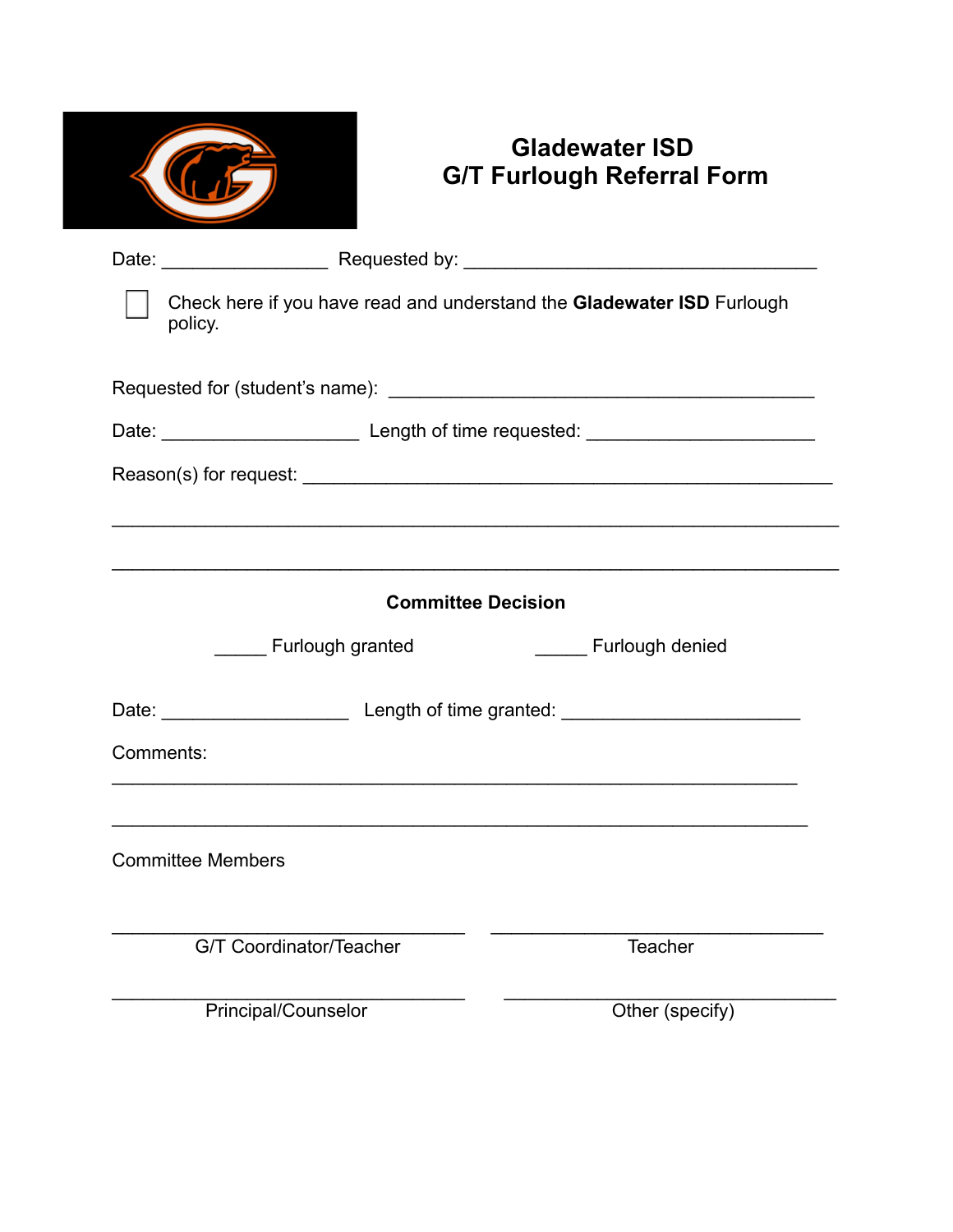# Gladewater ISD
# G/T Furlough Referral Form

Date: ________________ Requested by: __________________________________

☐ Check here if you have read and understand the **Gladewater ISD** Furlough policy.

Requested for (student's name): ________________________________________

Date: ___________________ Length of time requested: ______________________

Reason(s) for request: ___________________________________________________

______________________________________________________________________

______________________________________________________________________

**Committee Decision**

_____ Furlough granted _____ Furlough denied

Date: __________________ Length of time granted: _______________________

Comments:

______________________________________________________________________

______________________________________________________________________

Committee Members

__________________________________ G/T Coordinator/Teacher

__________________________________ Teacher

__________________________________ Principal/Counselor

__________________________________ Other (specify)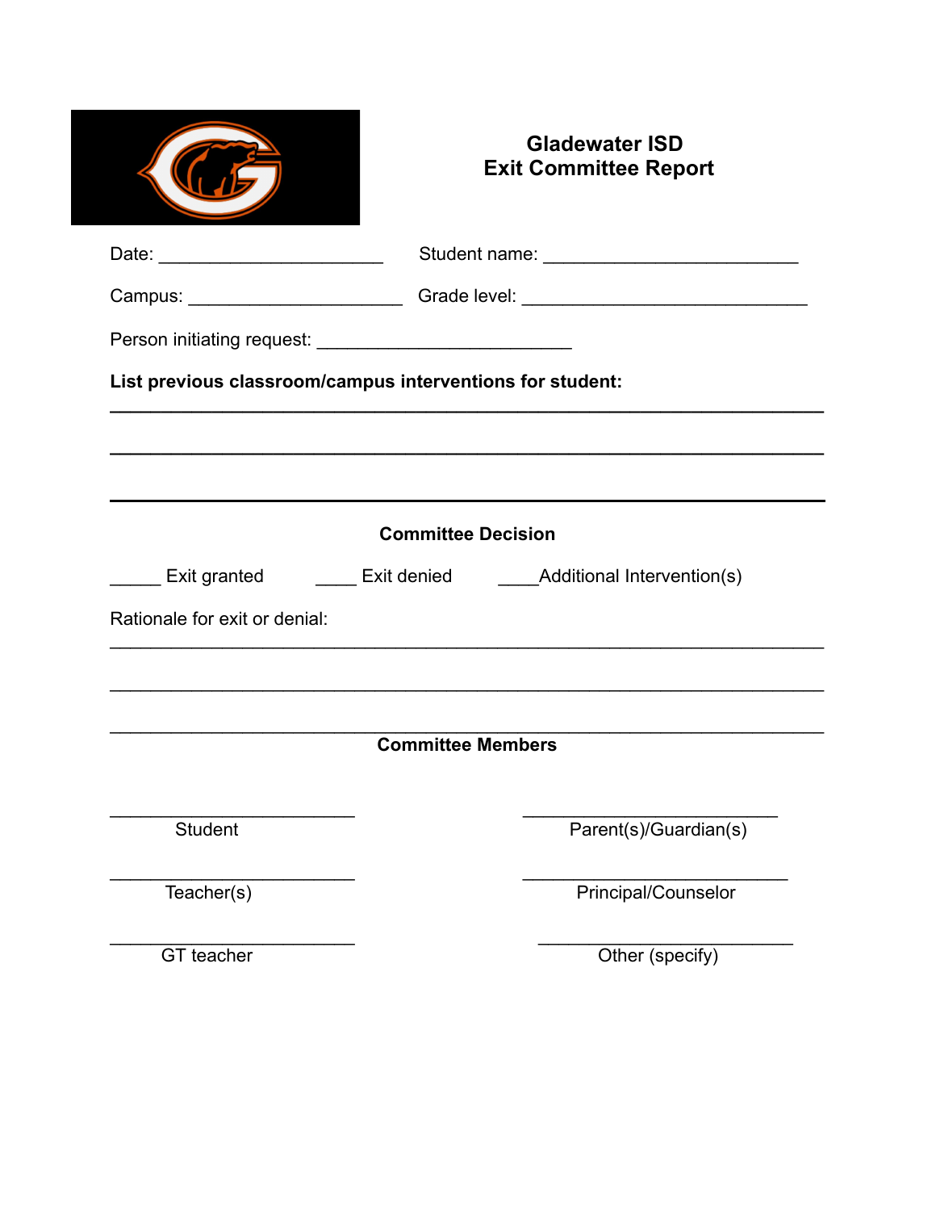# Gladewater ISD
## Exit Committee Report

Date: ______________________ Student name: _________________________

Campus: _____________________ Grade level: ____________________________

Person initiating request: _________________________

**List previous classroom/campus interventions for student:**

_______________________________________________________________________

_______________________________________________________________________

_______________________________________________________________________

**Committee Decision**

_____ Exit granted ____ Exit denied ____Additional Intervention(s)

Rationale for exit or denial:

_______________________________________________________________________

_______________________________________________________________________

_______________________________________________________________________

**Committee Members**

________________________ Student

_________________________ Parent(s)/Guardian(s)

________________________ Teacher(s)

__________________________ Principal/Counselor

________________________ GT teacher

_________________________ Other (specify)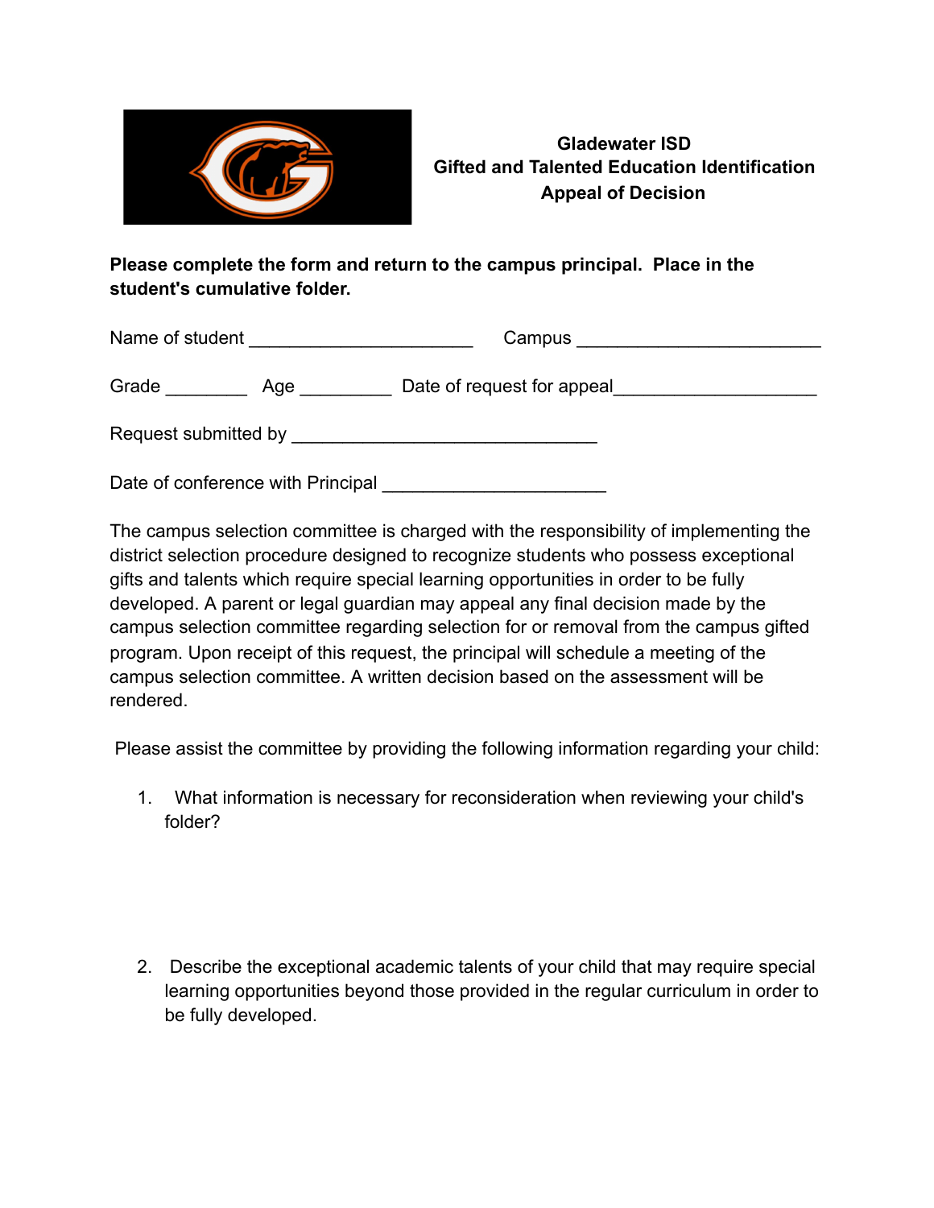# Gladewater ISD
## Gifted and Talented Education Identification
## Appeal of Decision

**Please complete the form and return to the campus principal. Place in the student's cumulative folder.**

Name of student ______________________ Campus ________________________

Grade ________ Age _________ Date of request for appeal____________________

Request submitted by ______________________________

Date of conference with Principal ______________________

The campus selection committee is charged with the responsibility of implementing the district selection procedure designed to recognize students who possess exceptional gifts and talents which require special learning opportunities in order to be fully developed. A parent or legal guardian may appeal any final decision made by the campus selection committee regarding selection for or removal from the campus gifted program. Upon receipt of this request, the principal will schedule a meeting of the campus selection committee. A written decision based on the assessment will be rendered.

Please assist the committee by providing the following information regarding your child:

1. What information is necessary for reconsideration when reviewing your child's folder?

2. Describe the exceptional academic talents of your child that may require special learning opportunities beyond those provided in the regular curriculum in order to be fully developed.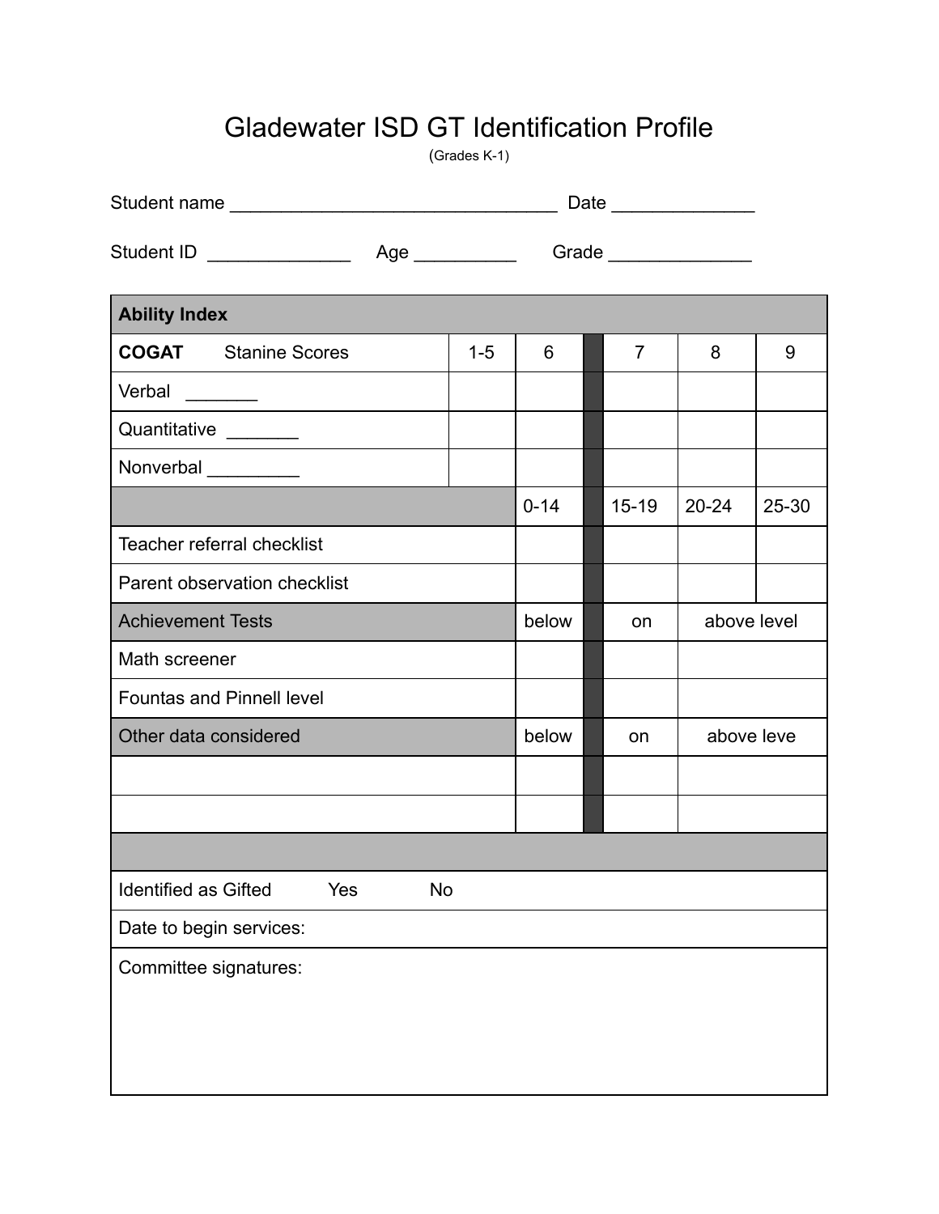# Gladewater ISD GT Identification Profile

(Grades K-1)

Student name ________________________________ Date ______________

Student ID ______________ Age __________ Grade ______________

| **Ability Index** | | | | | | |
|---|---|---|---|---|---|---|
| **COGAT** Stanine Scores | 1-5 | 6 | | 7 | 8 | 9 |
| Verbal _______ | | | | | | |
| Quantitative _______ | | | | | | |
| Nonverbal _________ | | | | | | |
| | | 0-14 | | 15-19 | 20-24 | 25-30 |
| Teacher referral checklist | | | | | | |
| Parent observation checklist | | | | | | |
| Achievement Tests | | below | | on | above level | |
| Math screener | | | | | | |
| Fountas and Pinnell level | | | | | | |
| Other data considered | | below | | on | above leve | |
| | | | | | | |
| | | | | | | |
| | | | | | | |
| Identified as Gifted Yes No | | | | | | |
| Date to begin services: | | | | | | |
| Committee signatures: | | | | | | |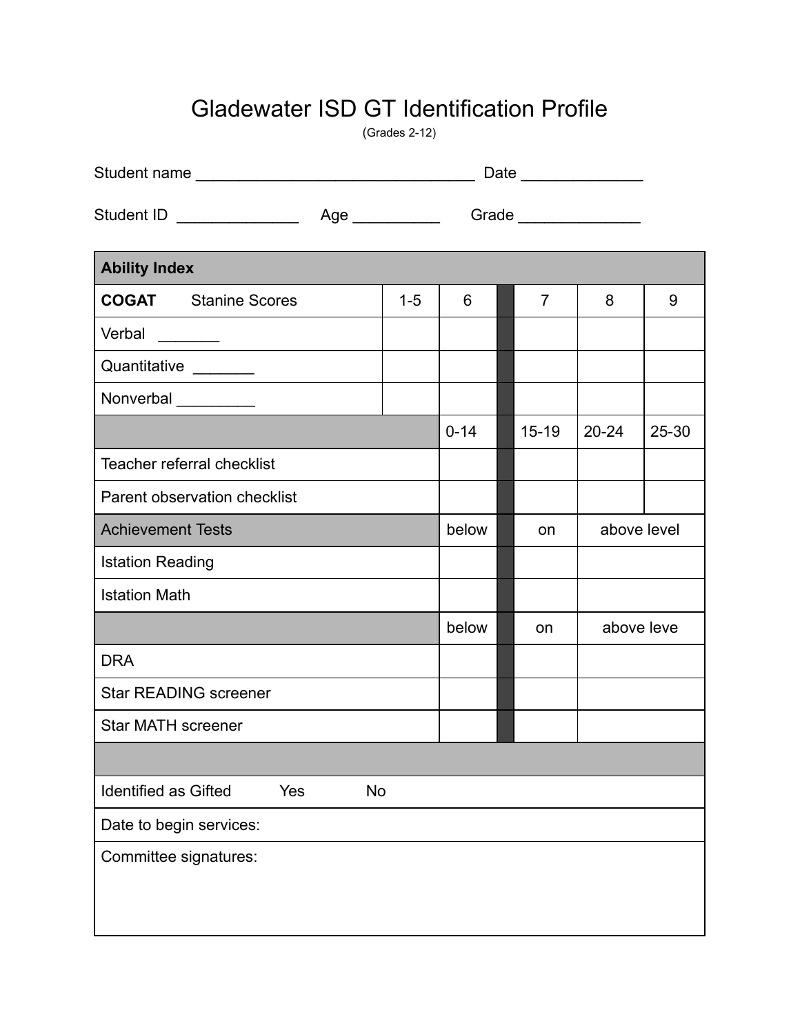# Gladewater ISD GT Identification Profile

(Grades 2-12)

Student name ________________________________ Date ______________

Student ID ______________ Age __________ Grade ______________

| Ability Index | | | | | | |
|---|---|---|---|---|---|---|
| **COGAT** Stanine Scores | 1-5 | 6 | | 7 | 8 | 9 |
| Verbal _______ | | | | | | |
| Quantitative _______ | | | | | | |
| Nonverbal _________ | | | | | | |
| | | 0-14 | | 15-19 | 20-24 | 25-30 |
| Teacher referral checklist | | | | | | |
| Parent observation checklist | | | | | | |
| Achievement Tests | | below | | on | above level | |
| Istation Reading | | | | | | |
| Istation Math | | | | | | |
| | | below | | on | above leve | |
| DRA | | | | | | |
| Star READING screener | | | | | | |
| Star MATH screener | | | | | | |
| | | | | | | |
| Identified as Gifted Yes No | | | | | | |
| Date to begin services: | | | | | | |
| Committee signatures: | | | | | | |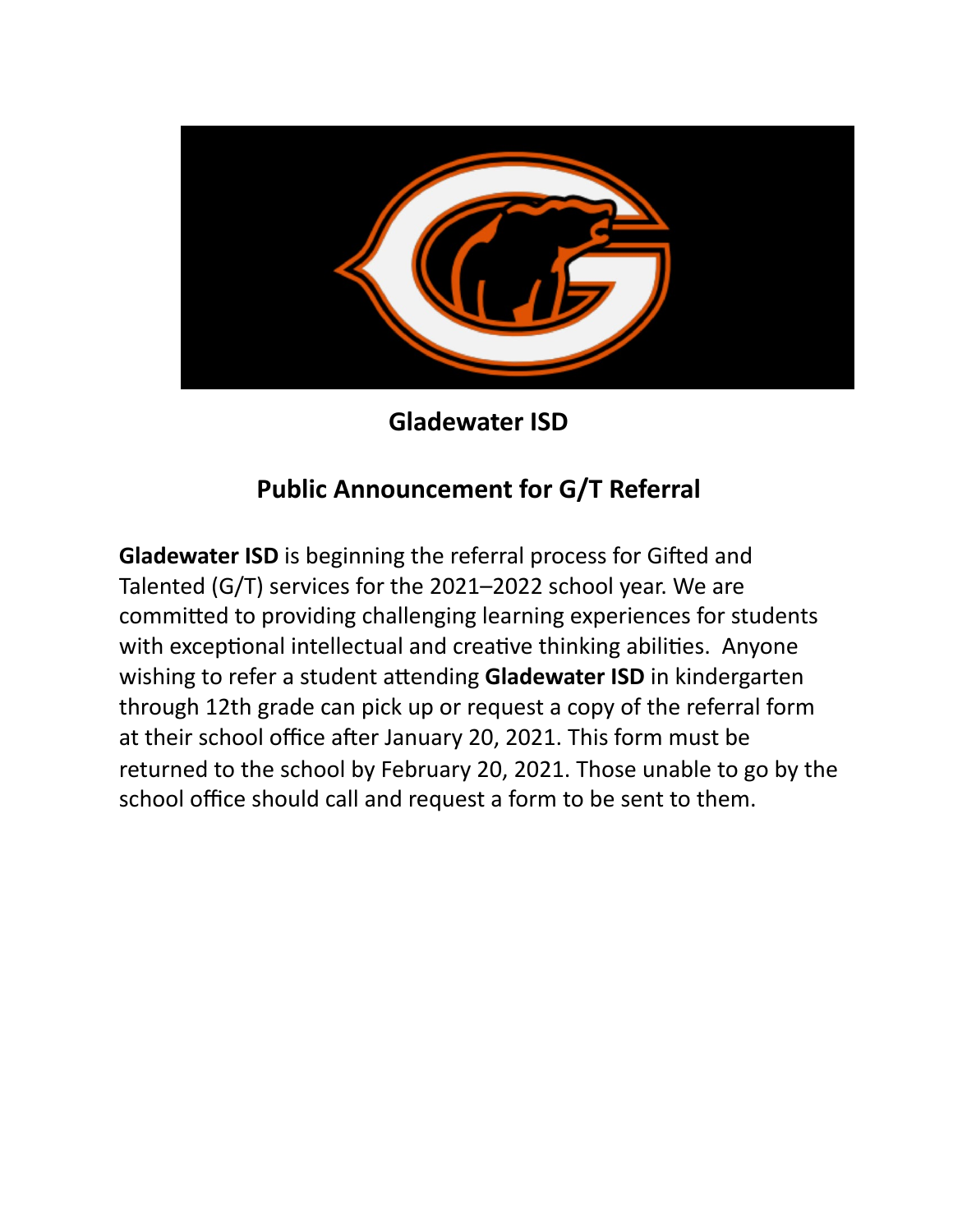# Gladewater ISD

## Public Announcement for G/T Referral

**Gladewater ISD** is beginning the referral process for Gifted and Talented (G/T) services for the 2021–2022 school year. We are committed to providing challenging learning experiences for students with exceptional intellectual and creative thinking abilities. Anyone wishing to refer a student attending **Gladewater ISD** in kindergarten through 12th grade can pick up or request a copy of the referral form at their school office after January 20, 2021. This form must be returned to the school by February 20, 2021. Those unable to go by the school office should call and request a form to be sent to them.